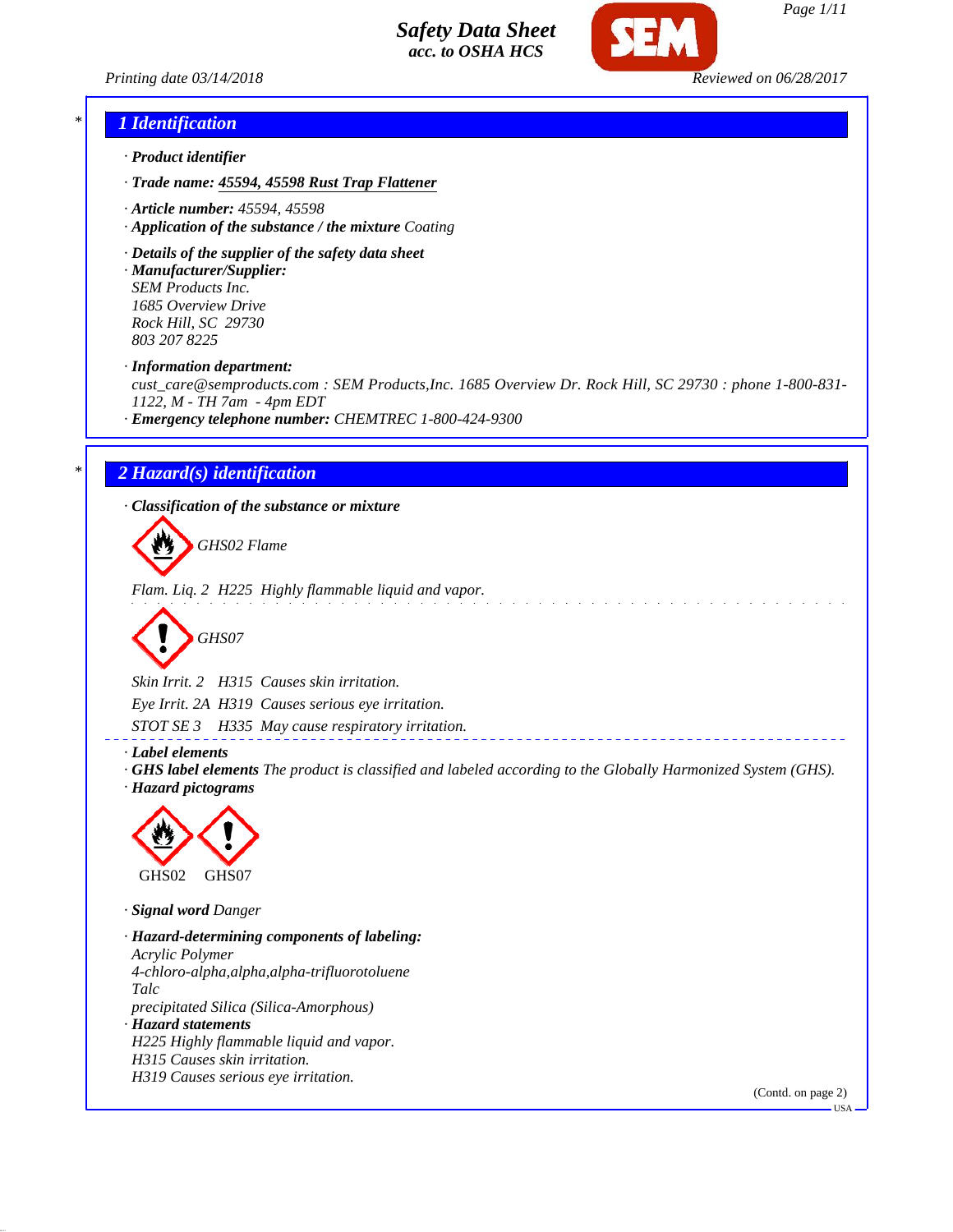# Safety Data Sheet
acc. to OSHA HCS

Printing date 03/14/2018 Reviewed on 06/28/2017

## 1 Identification

· **Product identifier**

· **Trade name: 45594, 45598 Rust Trap Flattener**

· **Article number:** 45594, 45598

· **Application of the substance / the mixture** Coating

· **Details of the supplier of the safety data sheet**

· **Manufacturer/Supplier:**
SEM Products Inc.
1685 Overview Drive
Rock Hill, SC 29730
803 207 8225

· **Information department:**
cust_care@semproducts.com : SEM Products,Inc. 1685 Overview Dr. Rock Hill, SC 29730 : phone 1-800-831-1122, M - TH 7am - 4pm EDT

· **Emergency telephone number:** CHEMTREC 1-800-424-9300

## 2 Hazard(s) identification

· **Classification of the substance or mixture**

GHS02 Flame

Flam. Liq. 2 H225 Highly flammable liquid and vapor.

GHS07

Skin Irrit. 2 H315 Causes skin irritation.

Eye Irrit. 2A H319 Causes serious eye irritation.

STOT SE 3 H335 May cause respiratory irritation.

· **Label elements**

· **GHS label elements** The product is classified and labeled according to the Globally Harmonized System (GHS).

· **Hazard pictograms**

GHS02 GHS07

· **Signal word** Danger

· **Hazard-determining components of labeling:**
Acrylic Polymer
4-chloro-alpha,alpha,alpha-trifluorotoluene
Talc
precipitated Silica (Silica-Amorphous)

· **Hazard statements**
H225 Highly flammable liquid and vapor.
H315 Causes skin irritation.
H319 Causes serious eye irritation.

(Contd. on page 2)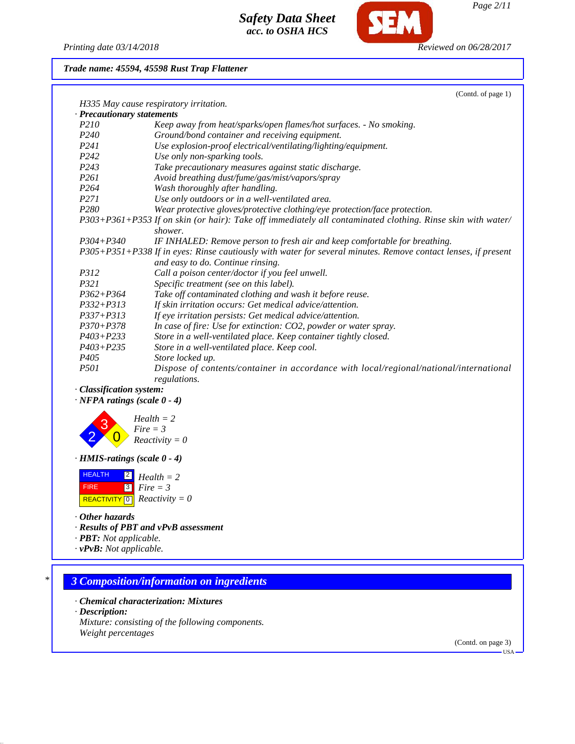(Contd. of page 1)

H335 May cause respiratory irritation.

· **Precautionary statements**

| | |
|---|---|
| P210 | Keep away from heat/sparks/open flames/hot surfaces. - No smoking. |
| P240 | Ground/bond container and receiving equipment. |
| P241 | Use explosion-proof electrical/ventilating/lighting/equipment. |
| P242 | Use only non-sparking tools. |
| P243 | Take precautionary measures against static discharge. |
| P261 | Avoid breathing dust/fume/gas/mist/vapors/spray |
| P264 | Wash thoroughly after handling. |
| P271 | Use only outdoors or in a well-ventilated area. |
| P280 | Wear protective gloves/protective clothing/eye protection/face protection. |
| P303+P361+P353 | If on skin (or hair): Take off immediately all contaminated clothing. Rinse skin with water/shower. |
| P304+P340 | IF INHALED: Remove person to fresh air and keep comfortable for breathing. |
| P305+P351+P338 | If in eyes: Rinse cautiously with water for several minutes. Remove contact lenses, if present and easy to do. Continue rinsing. |
| P312 | Call a poison center/doctor if you feel unwell. |
| P321 | Specific treatment (see on this label). |
| P362+P364 | Take off contaminated clothing and wash it before reuse. |
| P332+P313 | If skin irritation occurs: Get medical advice/attention. |
| P337+P313 | If eye irritation persists: Get medical advice/attention. |
| P370+P378 | In case of fire: Use for extinction: CO2, powder or water spray. |
| P403+P233 | Store in a well-ventilated place. Keep container tightly closed. |
| P403+P235 | Store in a well-ventilated place. Keep cool. |
| P405 | Store locked up. |
| P501 | Dispose of contents/container in accordance with local/regional/national/international regulations. |

· **Classification system:**

· **NFPA ratings (scale 0 - 4)**

Health = 2
Fire = 3
Reactivity = 0

· **HMIS-ratings (scale 0 - 4)**

| | | |
|---|---|---|
| HEALTH | 2 | Health = 2 |
| FIRE | 3 | Fire = 3 |
| REACTIVITY | 0 | Reactivity = 0 |

· **Other hazards**

· **Results of PBT and vPvB assessment**

· **PBT:** Not applicable.

· **vPvB:** Not applicable.

## 3 Composition/information on ingredients

· **Chemical characterization: Mixtures**

· **Description:**

Mixture: consisting of the following components.
Weight percentages

(Contd. on page 3)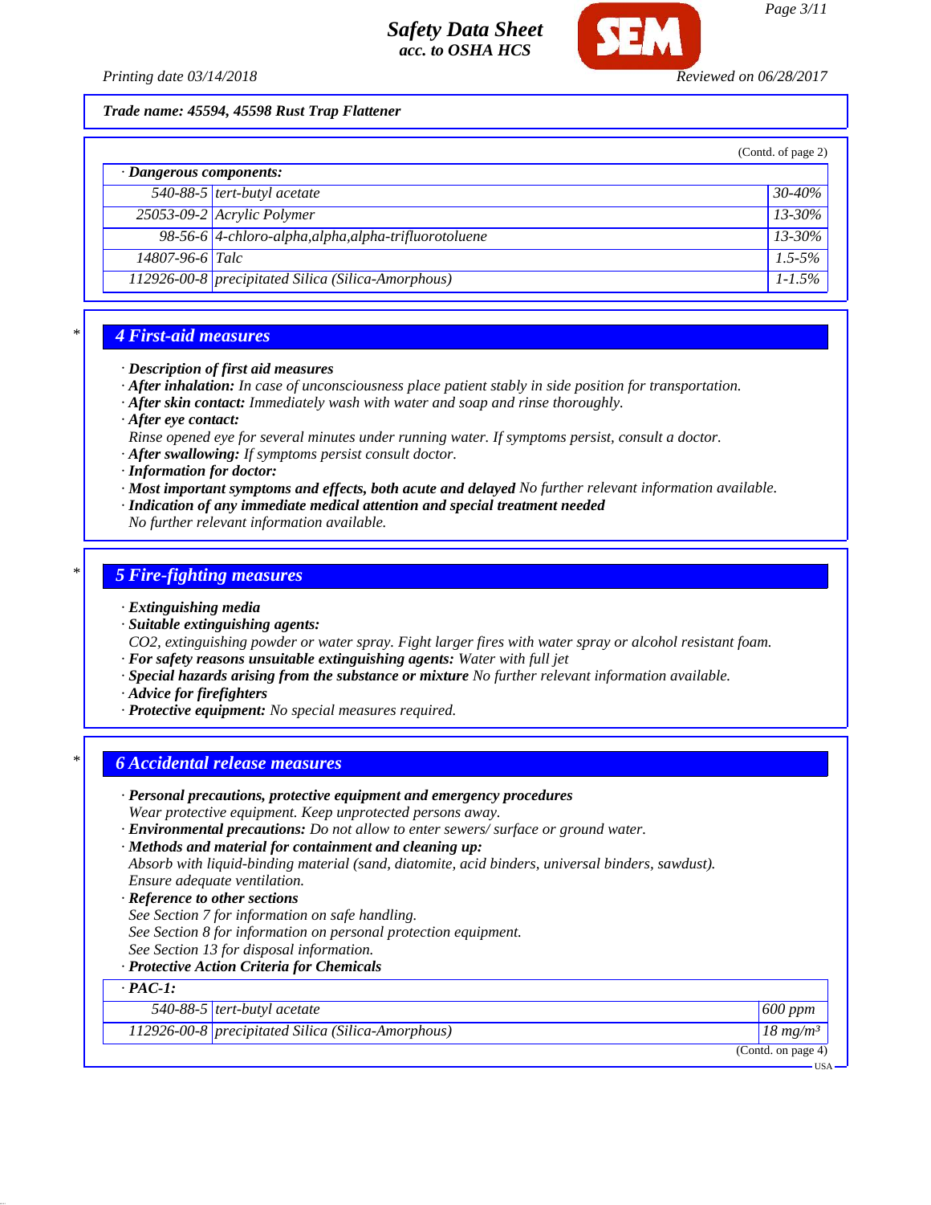Trade name: 45594, 45598 Rust Trap Flattener

(Contd. of page 2)

· **Dangerous components:**

| | | |
|---|---|---|
| 540-88-5 | tert-butyl acetate | 30-40% |
| 25053-09-2 | Acrylic Polymer | 13-30% |
| 98-56-6 | 4-chloro-alpha,alpha,alpha-trifluorotoluene | 13-30% |
| 14807-96-6 | Talc | 1.5-5% |
| 112926-00-8 | precipitated Silica (Silica-Amorphous) | 1-1.5% |

## 4 First-aid measures

· **Description of first aid measures**
· **After inhalation:** In case of unconsciousness place patient stably in side position for transportation.
· **After skin contact:** Immediately wash with water and soap and rinse thoroughly.
· **After eye contact:**
Rinse opened eye for several minutes under running water. If symptoms persist, consult a doctor.
· **After swallowing:** If symptoms persist consult doctor.
· **Information for doctor:**
· **Most important symptoms and effects, both acute and delayed** No further relevant information available.
· **Indication of any immediate medical attention and special treatment needed**
No further relevant information available.

## 5 Fire-fighting measures

· **Extinguishing media**
· **Suitable extinguishing agents:**
$CO_2$, extinguishing powder or water spray. Fight larger fires with water spray or alcohol resistant foam.
· **For safety reasons unsuitable extinguishing agents:** Water with full jet
· **Special hazards arising from the substance or mixture** No further relevant information available.
· **Advice for firefighters**
· **Protective equipment:** No special measures required.

## 6 Accidental release measures

· **Personal precautions, protective equipment and emergency procedures**
Wear protective equipment. Keep unprotected persons away.
· **Environmental precautions:** Do not allow to enter sewers/ surface or ground water.
· **Methods and material for containment and cleaning up:**
Absorb with liquid-binding material (sand, diatomite, acid binders, universal binders, sawdust).
Ensure adequate ventilation.
· **Reference to other sections**
See Section 7 for information on safe handling.
See Section 8 for information on personal protection equipment.
See Section 13 for disposal information.
· **Protective Action Criteria for Chemicals**

· **PAC-1:**

| | | |
|---|---|---|
| 540-88-5 | tert-butyl acetate | 600 ppm |
| 112926-00-8 | precipitated Silica (Silica-Amorphous) | 18 mg/m³ |

(Contd. on page 4)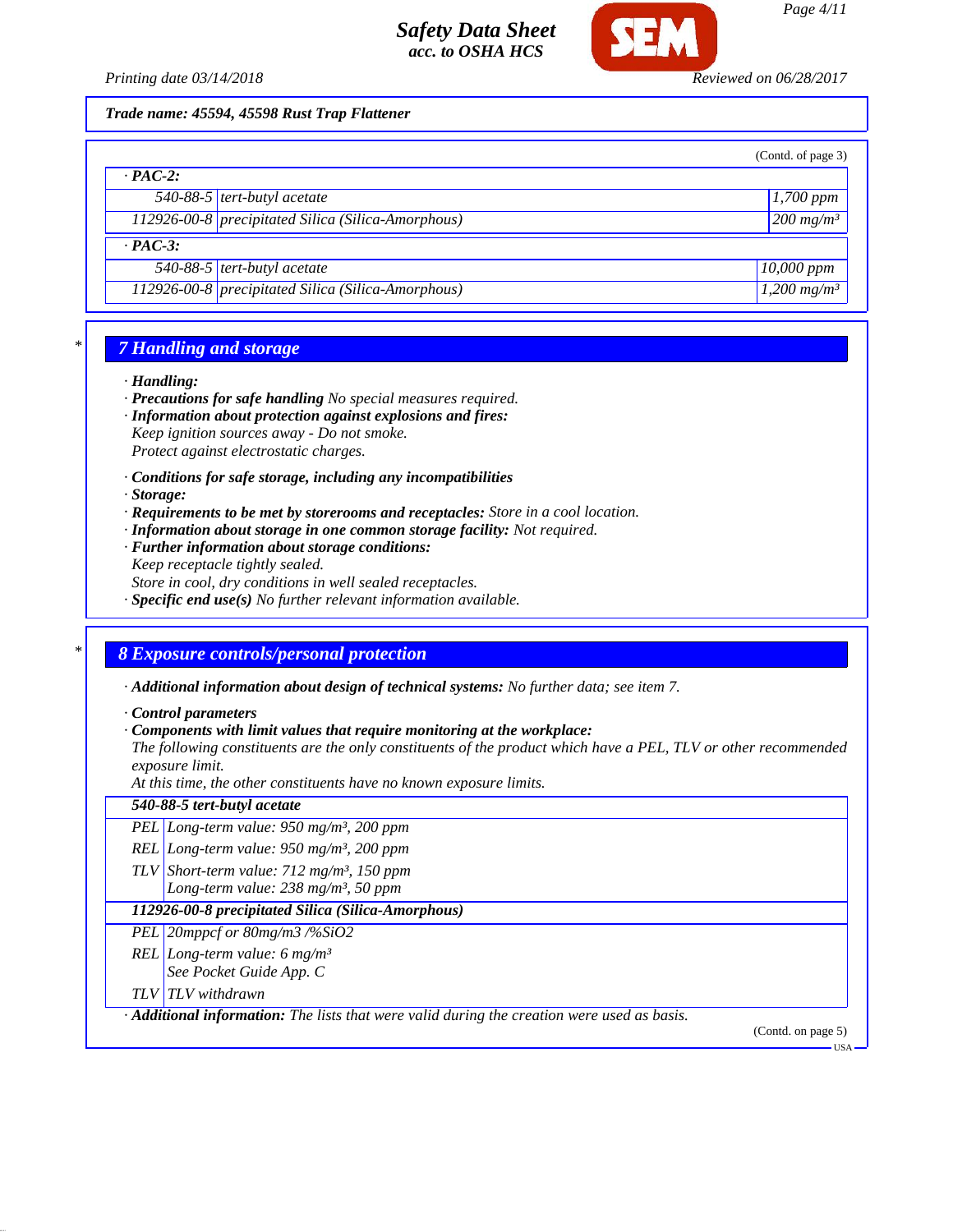**Trade name: 45594, 45598 Rust Trap Flattener**

(Contd. of page 3)

**· PAC-2:**

| | | |
|---|---|---|
| 540-88-5 | tert-butyl acetate | 1,700 ppm |
| 112926-00-8 | precipitated Silica (Silica-Amorphous) | 200 mg/m³ |

**· PAC-3:**

| | | |
|---|---|---|
| 540-88-5 | tert-butyl acetate | 10,000 ppm |
| 112926-00-8 | precipitated Silica (Silica-Amorphous) | 1,200 mg/m³ |

## 7 Handling and storage

· **Handling:**
· **Precautions for safe handling** No special measures required.
· **Information about protection against explosions and fires:**
Keep ignition sources away - Do not smoke.
Protect against electrostatic charges.

· **Conditions for safe storage, including any incompatibilities**
· **Storage:**
· **Requirements to be met by storerooms and receptacles:** Store in a cool location.
· **Information about storage in one common storage facility:** Not required.
· **Further information about storage conditions:**
Keep receptacle tightly sealed.
Store in cool, dry conditions in well sealed receptacles.
· **Specific end use(s)** No further relevant information available.

## 8 Exposure controls/personal protection

· **Additional information about design of technical systems:** No further data; see item 7.

· **Control parameters**
· **Components with limit values that require monitoring at the workplace:**
The following constituents are the only constituents of the product which have a PEL, TLV or other recommended exposure limit.
At this time, the other constituents have no known exposure limits.

| **540-88-5 tert-butyl acetate** | |
|---|---|
| PEL | Long-term value: 950 mg/m³, 200 ppm |
| REL | Long-term value: 950 mg/m³, 200 ppm |
| TLV | Short-term value: 712 mg/m³, 150 ppm<br>Long-term value: 238 mg/m³, 50 ppm |
| **112926-00-8 precipitated Silica (Silica-Amorphous)** | |
| PEL | 20mppcf or 80mg/m3 /%SiO2 |
| REL | Long-term value: 6 mg/m³<br>See Pocket Guide App. C |
| TLV | TLV withdrawn |

· **Additional information:** The lists that were valid during the creation were used as basis.

(Contd. on page 5)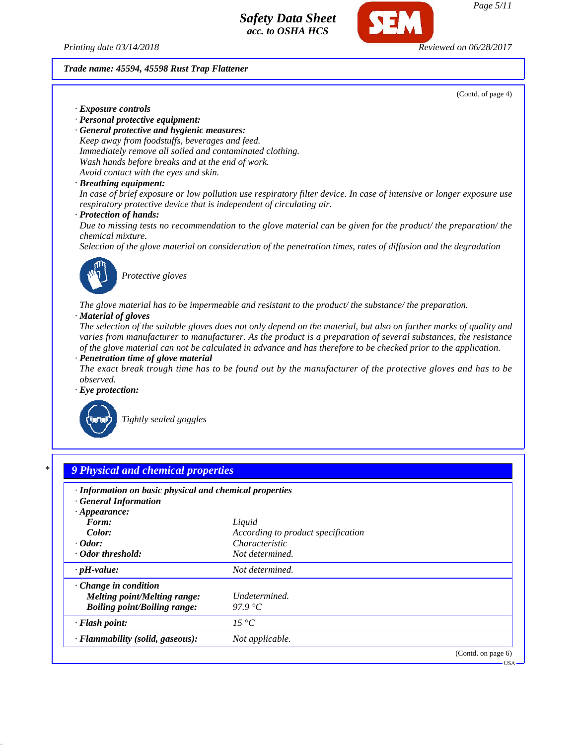**Trade name: 45594, 45598 Rust Trap Flattener**

(Contd. of page 4)

· **Exposure controls**
· **Personal protective equipment:**
· **General protective and hygienic measures:**
Keep away from foodstuffs, beverages and feed.
Immediately remove all soiled and contaminated clothing.
Wash hands before breaks and at the end of work.
Avoid contact with the eyes and skin.
· **Breathing equipment:**
In case of brief exposure or low pollution use respiratory filter device. In case of intensive or longer exposure use respiratory protective device that is independent of circulating air.
· **Protection of hands:**
Due to missing tests no recommendation to the glove material can be given for the product/ the preparation/ the chemical mixture.
Selection of the glove material on consideration of the penetration times, rates of diffusion and the degradation

Protective gloves

The glove material has to be impermeable and resistant to the product/ the substance/ the preparation.
· **Material of gloves**
The selection of the suitable gloves does not only depend on the material, but also on further marks of quality and varies from manufacturer to manufacturer. As the product is a preparation of several substances, the resistance of the glove material can not be calculated in advance and has therefore to be checked prior to the application.
· **Penetration time of glove material**
The exact break trough time has to be found out by the manufacturer of the protective gloves and has to be observed.
· **Eye protection:**

Tightly sealed goggles

## * 9 Physical and chemical properties

· **Information on basic physical and chemical properties**
· **General Information**
· **Appearance:**

| | |
|---|---|
| **Form:** | Liquid |
| **Color:** | According to product specification |
| · **Odor:** | Characteristic |
| · **Odor threshold:** | Not determined. |
| · **pH-value:** | Not determined. |
| · **Change in condition** | |
| **Melting point/Melting range:** | Undetermined. |
| **Boiling point/Boiling range:** | 97.9 °C |
| · **Flash point:** | 15 °C |
| · **Flammability (solid, gaseous):** | Not applicable. |

(Contd. on page 6)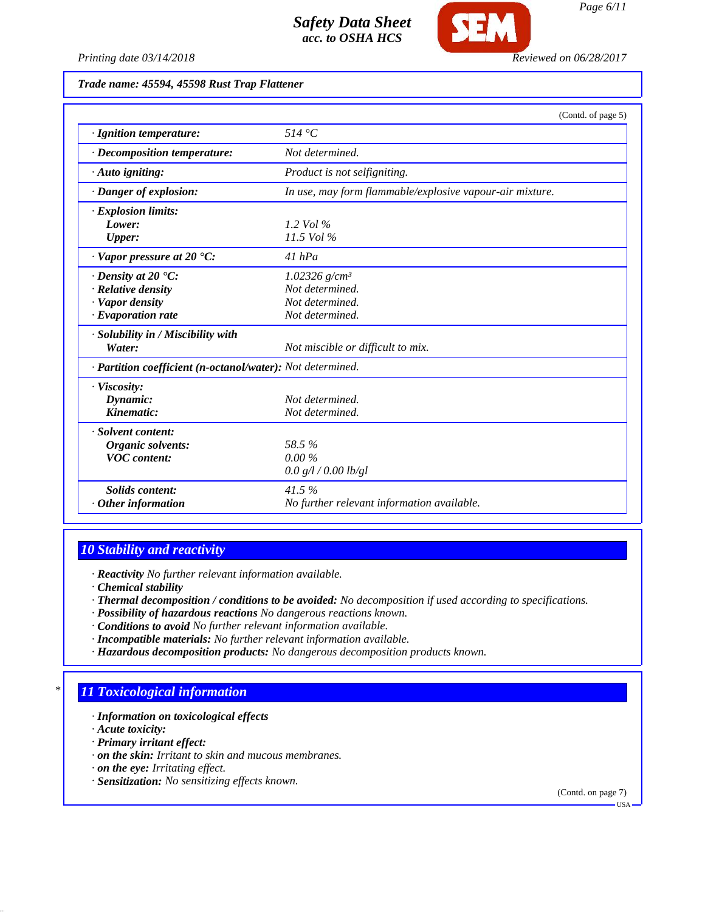Trade name: 45594, 45598 Rust Trap Flattener

(Contd. of page 5)

| | |
|---|---|
| · **Ignition temperature:** | 514 °C |
| · **Decomposition temperature:** | Not determined. |
| · **Auto igniting:** | Product is not selfigniting. |
| · **Danger of explosion:** | In use, may form flammable/explosive vapour-air mixture. |
| · **Explosion limits:** | |
| **Lower:** | 1.2 Vol % |
| **Upper:** | 11.5 Vol % |
| · **Vapor pressure at 20 °C:** | 41 hPa |
| · **Density at 20 °C:** | 1.02326 g/cm³ |
| · **Relative density** | Not determined. |
| · **Vapor density** | Not determined. |
| · **Evaporation rate** | Not determined. |
| · **Solubility in / Miscibility with** | |
| **Water:** | Not miscible or difficult to mix. |
| · **Partition coefficient (n-octanol/water):** | Not determined. |
| · **Viscosity:** | |
| **Dynamic:** | Not determined. |
| **Kinematic:** | Not determined. |
| · **Solvent content:** | |
| **Organic solvents:** | 58.5 % |
| **VOC content:** | 0.00 % |
| | 0.0 g/l / 0.00 lb/gl |
| **Solids content:** | 41.5 % |
| · **Other information** | No further relevant information available. |

## 10 Stability and reactivity

· **Reactivity** No further relevant information available.
· **Chemical stability**
· **Thermal decomposition / conditions to be avoided:** No decomposition if used according to specifications.
· **Possibility of hazardous reactions** No dangerous reactions known.
· **Conditions to avoid** No further relevant information available.
· **Incompatible materials:** No further relevant information available.
· **Hazardous decomposition products:** No dangerous decomposition products known.

## 11 Toxicological information

· **Information on toxicological effects**
· **Acute toxicity:**
· **Primary irritant effect:**
· **on the skin:** Irritant to skin and mucous membranes.
· **on the eye:** Irritating effect.
· **Sensitization:** No sensitizing effects known.

(Contd. on page 7)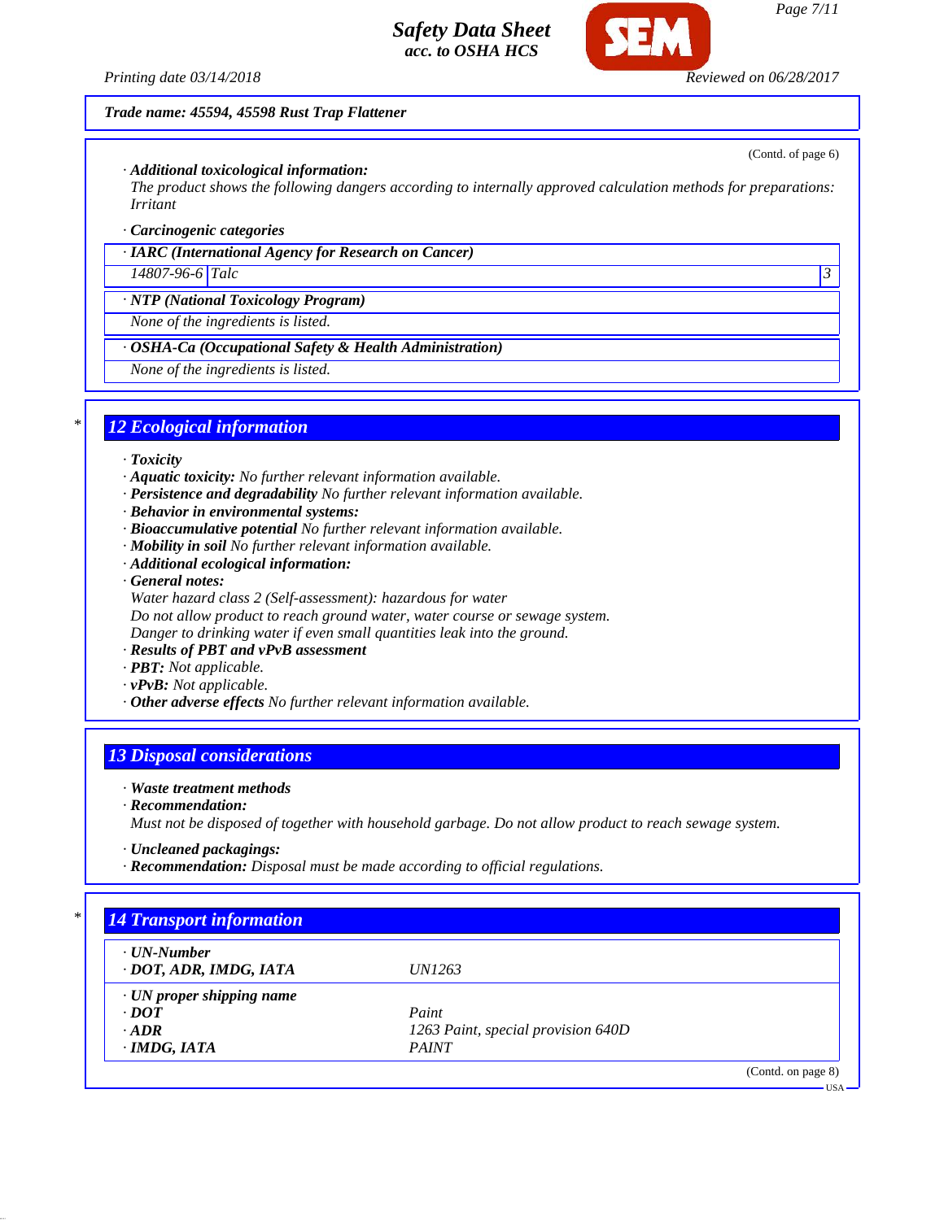**Trade name: 45594, 45598 Rust Trap Flattener**

(Contd. of page 6)

· **Additional toxicological information:**
The product shows the following dangers according to internally approved calculation methods for preparations:
Irritant

· **Carcinogenic categories**

| · IARC (International Agency for Research on Cancer) | | |
|---|---|---|
| 14807-96-6 | Talc | 3 |

| · NTP (National Toxicology Program) |
|---|
| None of the ingredients is listed. |

| · OSHA-Ca (Occupational Safety & Health Administration) |
|---|
| None of the ingredients is listed. |

## 12 Ecological information

· **Toxicity**
· **Aquatic toxicity:** No further relevant information available.
· **Persistence and degradability** No further relevant information available.
· **Behavior in environmental systems:**
· **Bioaccumulative potential** No further relevant information available.
· **Mobility in soil** No further relevant information available.
· **Additional ecological information:**
· **General notes:**
Water hazard class 2 (Self-assessment): hazardous for water
Do not allow product to reach ground water, water course or sewage system.
Danger to drinking water if even small quantities leak into the ground.
· **Results of PBT and vPvB assessment**
· **PBT:** Not applicable.
· **vPvB:** Not applicable.
· **Other adverse effects** No further relevant information available.

## 13 Disposal considerations

· **Waste treatment methods**
· **Recommendation:**
Must not be disposed of together with household garbage. Do not allow product to reach sewage system.

· **Uncleaned packagings:**
· **Recommendation:** Disposal must be made according to official regulations.

## 14 Transport information

| · UN-Number | |
|---|---|
| · DOT, ADR, IMDG, IATA | UN1263 |

| · UN proper shipping name | |
|---|---|
| · DOT | Paint |
| · ADR | 1263 Paint, special provision 640D |
| · IMDG, IATA | PAINT |

(Contd. on page 8)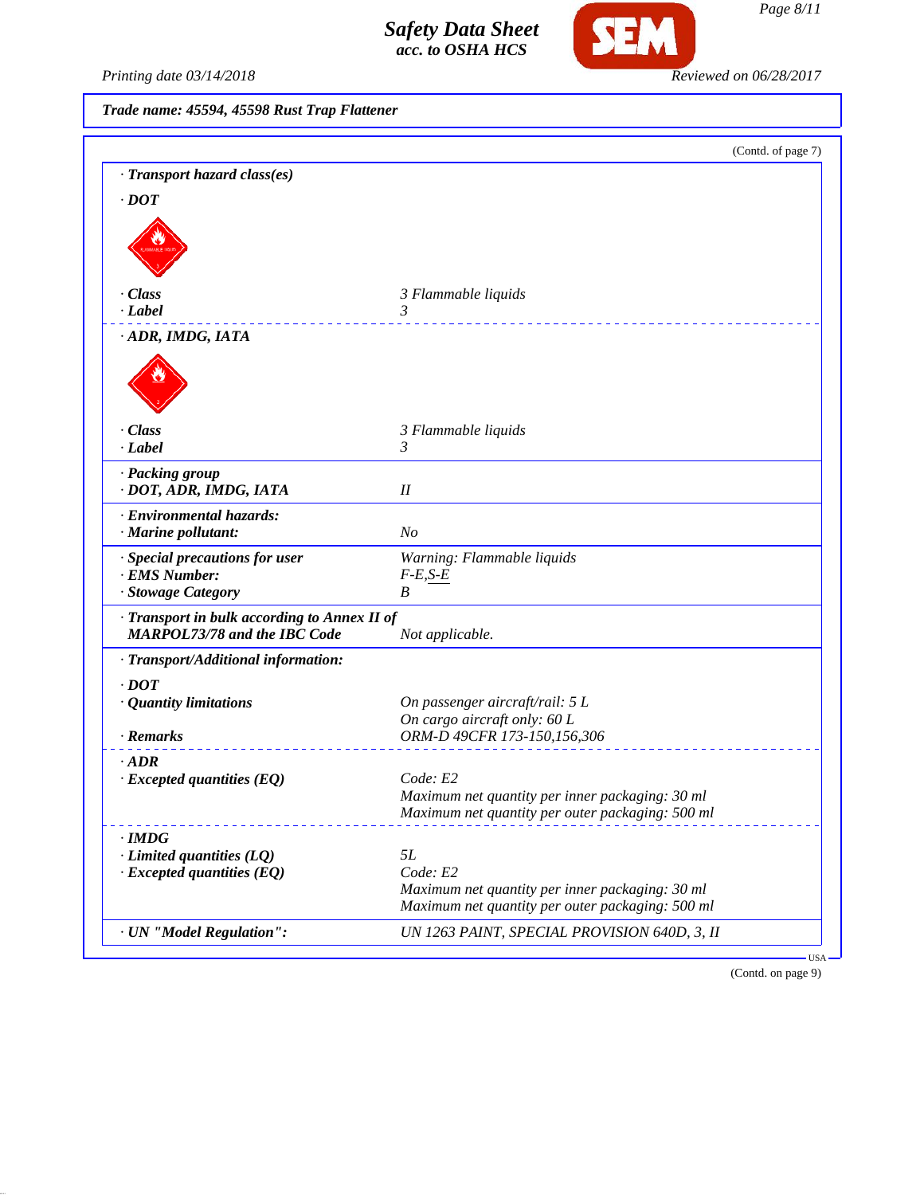Trade name: 45594, 45598 Rust Trap Flattener

(Contd. of page 7)

· **Transport hazard class(es)**

· **DOT**

| | |
|---|---|
| · **Class** | 3 Flammable liquids |
| · **Label** | 3 |

· **ADR, IMDG, IATA**

| | |
|---|---|
| · **Class** | 3 Flammable liquids |
| · **Label** | 3 |
| · **Packing group** | |
| · **DOT, ADR, IMDG, IATA** | II |
| · **Environmental hazards:** | |
| · **Marine pollutant:** | No |
| · **Special precautions for user** | Warning: Flammable liquids |
| · **EMS Number:** | F-E,S-E |
| · **Stowage Category** | B |
| · **Transport in bulk according to Annex II of MARPOL73/78 and the IBC Code** | Not applicable. |

· **Transport/Additional information:**

· **DOT**

| | |
|---|---|
| · **Quantity limitations** | On passenger aircraft/rail: 5 L<br>On cargo aircraft only: 60 L |
| · **Remarks** | ORM-D 49CFR 173-150,156,306 |

· **ADR**

| | |
|---|---|
| · **Excepted quantities (EQ)** | Code: E2<br>Maximum net quantity per inner packaging: 30 ml<br>Maximum net quantity per outer packaging: 500 ml |

· **IMDG**

| | |
|---|---|
| · **Limited quantities (LQ)** | 5L |
| · **Excepted quantities (EQ)** | Code: E2<br>Maximum net quantity per inner packaging: 30 ml<br>Maximum net quantity per outer packaging: 500 ml |
| · **UN "Model Regulation":** | UN 1263 PAINT, SPECIAL PROVISION 640D, 3, II |

(Contd. on page 9)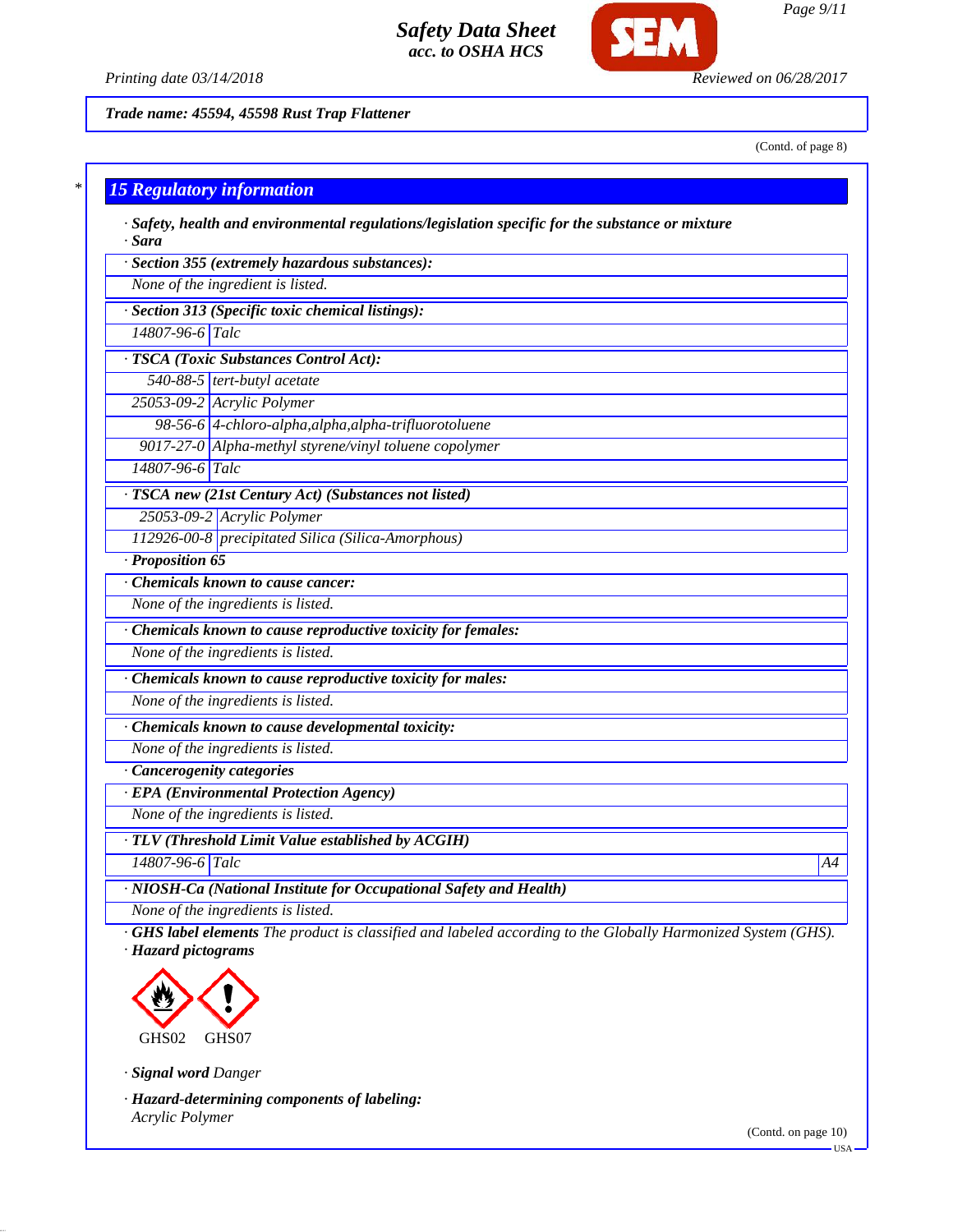Trade name: 45594, 45598 Rust Trap Flattener

(Contd. of page 8)

## 15 Regulatory information

· **Safety, health and environmental regulations/legislation specific for the substance or mixture**

· **Sara**

· **Section 355 (extremely hazardous substances):**

None of the ingredient is listed.

· **Section 313 (Specific toxic chemical listings):**

| | |
|---|---|
| 14807-96-6 | Talc |

· **TSCA (Toxic Substances Control Act):**

| | |
|---|---|
| 540-88-5 | tert-butyl acetate |
| 25053-09-2 | Acrylic Polymer |
| 98-56-6 | 4-chloro-alpha,alpha,alpha-trifluorotoluene |
| 9017-27-0 | Alpha-methyl styrene/vinyl toluene copolymer |
| 14807-96-6 | Talc |

· **TSCA new (21st Century Act) (Substances not listed)**

| | |
|---|---|
| 25053-09-2 | Acrylic Polymer |
| 112926-00-8 | precipitated Silica (Silica-Amorphous) |

· **Proposition 65**

· **Chemicals known to cause cancer:**

None of the ingredients is listed.

· **Chemicals known to cause reproductive toxicity for females:**

None of the ingredients is listed.

· **Chemicals known to cause reproductive toxicity for males:**

None of the ingredients is listed.

· **Chemicals known to cause developmental toxicity:**

None of the ingredients is listed.

· **Cancerogenity categories**

· **EPA (Environmental Protection Agency)**

None of the ingredients is listed.

· **TLV (Threshold Limit Value established by ACGIH)**

| | | |
|---|---|---|
| 14807-96-6 | Talc | A4 |

· **NIOSH-Ca (National Institute for Occupational Safety and Health)**

None of the ingredients is listed.

· **GHS label elements** The product is classified and labeled according to the Globally Harmonized System (GHS).

· **Hazard pictograms**

GHS02 GHS07

· **Signal word** Danger

· **Hazard-determining components of labeling:**

Acrylic Polymer

(Contd. on page 10)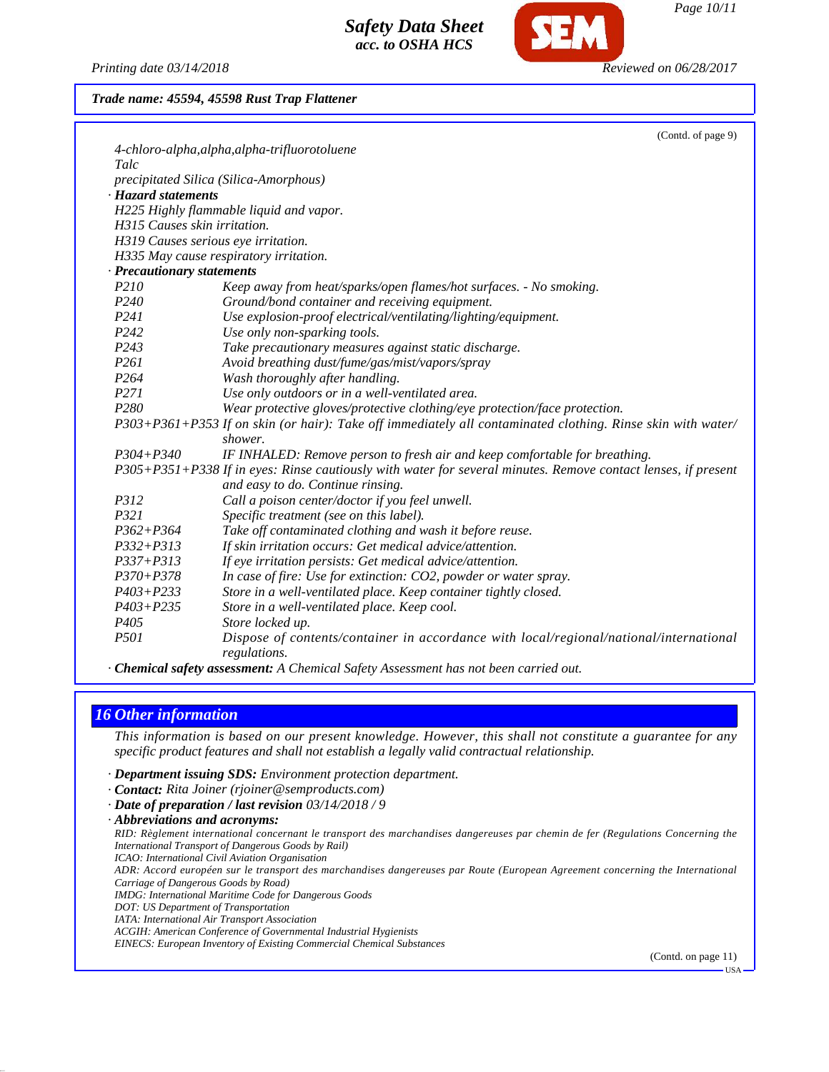Trade name: 45594, 45598 Rust Trap Flattener

(Contd. of page 9)

4-chloro-alpha,alpha,alpha-trifluorotoluene
Talc
precipitated Silica (Silica-Amorphous)

· **Hazard statements**
H225 Highly flammable liquid and vapor.
H315 Causes skin irritation.
H319 Causes serious eye irritation.
H335 May cause respiratory irritation.

· **Precautionary statements**

| | |
|---|---|
| P210 | Keep away from heat/sparks/open flames/hot surfaces. - No smoking. |
| P240 | Ground/bond container and receiving equipment. |
| P241 | Use explosion-proof electrical/ventilating/lighting/equipment. |
| P242 | Use only non-sparking tools. |
| P243 | Take precautionary measures against static discharge. |
| P261 | Avoid breathing dust/fume/gas/mist/vapors/spray |
| P264 | Wash thoroughly after handling. |
| P271 | Use only outdoors or in a well-ventilated area. |
| P280 | Wear protective gloves/protective clothing/eye protection/face protection. |
| P303+P361+P353 | If on skin (or hair): Take off immediately all contaminated clothing. Rinse skin with water/shower. |
| P304+P340 | IF INHALED: Remove person to fresh air and keep comfortable for breathing. |
| P305+P351+P338 | If in eyes: Rinse cautiously with water for several minutes. Remove contact lenses, if present and easy to do. Continue rinsing. |
| P312 | Call a poison center/doctor if you feel unwell. |
| P321 | Specific treatment (see on this label). |
| P362+P364 | Take off contaminated clothing and wash it before reuse. |
| P332+P313 | If skin irritation occurs: Get medical advice/attention. |
| P337+P313 | If eye irritation persists: Get medical advice/attention. |
| P370+P378 | In case of fire: Use for extinction: CO2, powder or water spray. |
| P403+P233 | Store in a well-ventilated place. Keep container tightly closed. |
| P403+P235 | Store in a well-ventilated place. Keep cool. |
| P405 | Store locked up. |
| P501 | Dispose of contents/container in accordance with local/regional/national/international regulations. |

· **Chemical safety assessment:** A Chemical Safety Assessment has not been carried out.

## 16 Other information

This information is based on our present knowledge. However, this shall not constitute a guarantee for any specific product features and shall not establish a legally valid contractual relationship.

· **Department issuing SDS:** Environment protection department.
· **Contact:** Rita Joiner (rjoiner@semproducts.com)
· **Date of preparation / last revision** 03/14/2018 / 9
· **Abbreviations and acronyms:**
RID: Règlement international concernant le transport des marchandises dangereuses par chemin de fer (Regulations Concerning the International Transport of Dangerous Goods by Rail)
ICAO: International Civil Aviation Organisation
ADR: Accord européen sur le transport des marchandises dangereuses par Route (European Agreement concerning the International Carriage of Dangerous Goods by Road)
IMDG: International Maritime Code for Dangerous Goods
DOT: US Department of Transportation
IATA: International Air Transport Association
ACGIH: American Conference of Governmental Industrial Hygienists
EINECS: European Inventory of Existing Commercial Chemical Substances

(Contd. on page 11)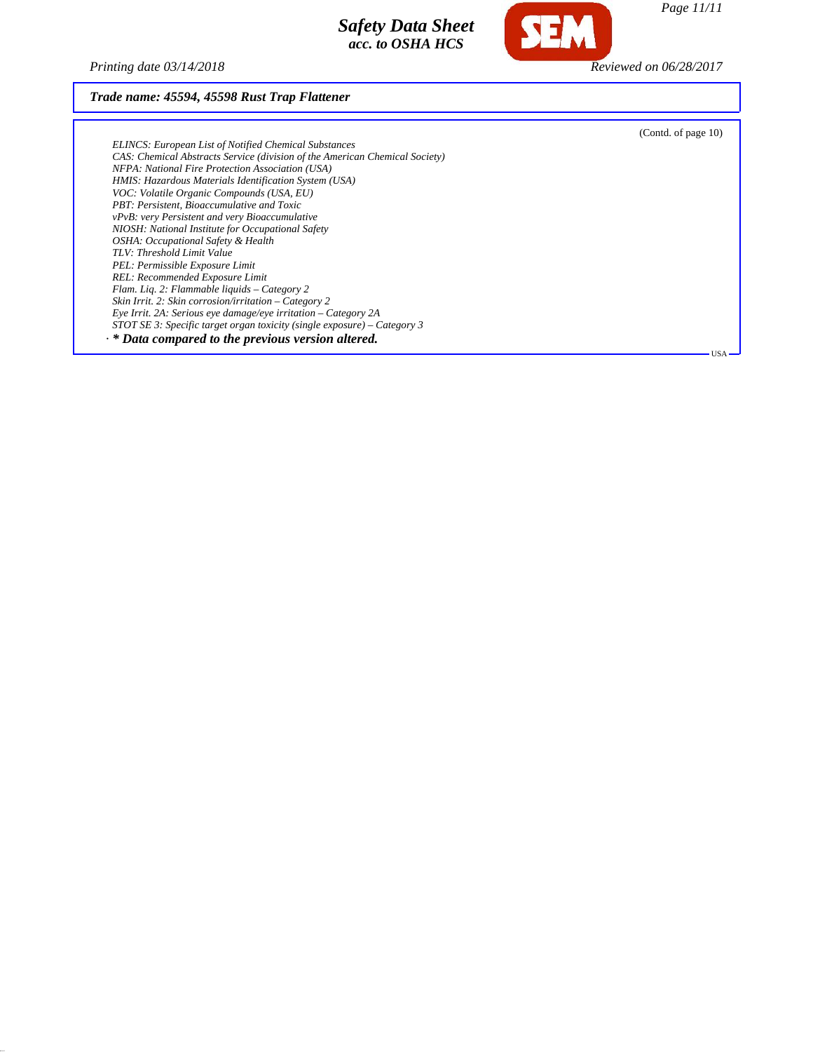(Contd. of page 10)

*ELINCS: European List of Notified Chemical Substances*
*CAS: Chemical Abstracts Service (division of the American Chemical Society)*
*NFPA: National Fire Protection Association (USA)*
*HMIS: Hazardous Materials Identification System (USA)*
*VOC: Volatile Organic Compounds (USA, EU)*
*PBT: Persistent, Bioaccumulative and Toxic*
*vPvB: very Persistent and very Bioaccumulative*
*NIOSH: National Institute for Occupational Safety*
*OSHA: Occupational Safety & Health*
*TLV: Threshold Limit Value*
*PEL: Permissible Exposure Limit*
*REL: Recommended Exposure Limit*
*Flam. Liq. 2: Flammable liquids – Category 2*
*Skin Irrit. 2: Skin corrosion/irritation – Category 2*
*Eye Irrit. 2A: Serious eye damage/eye irritation – Category 2A*
*STOT SE 3: Specific target organ toxicity (single exposure) – Category 3*

· ***\* Data compared to the previous version altered.***

USA